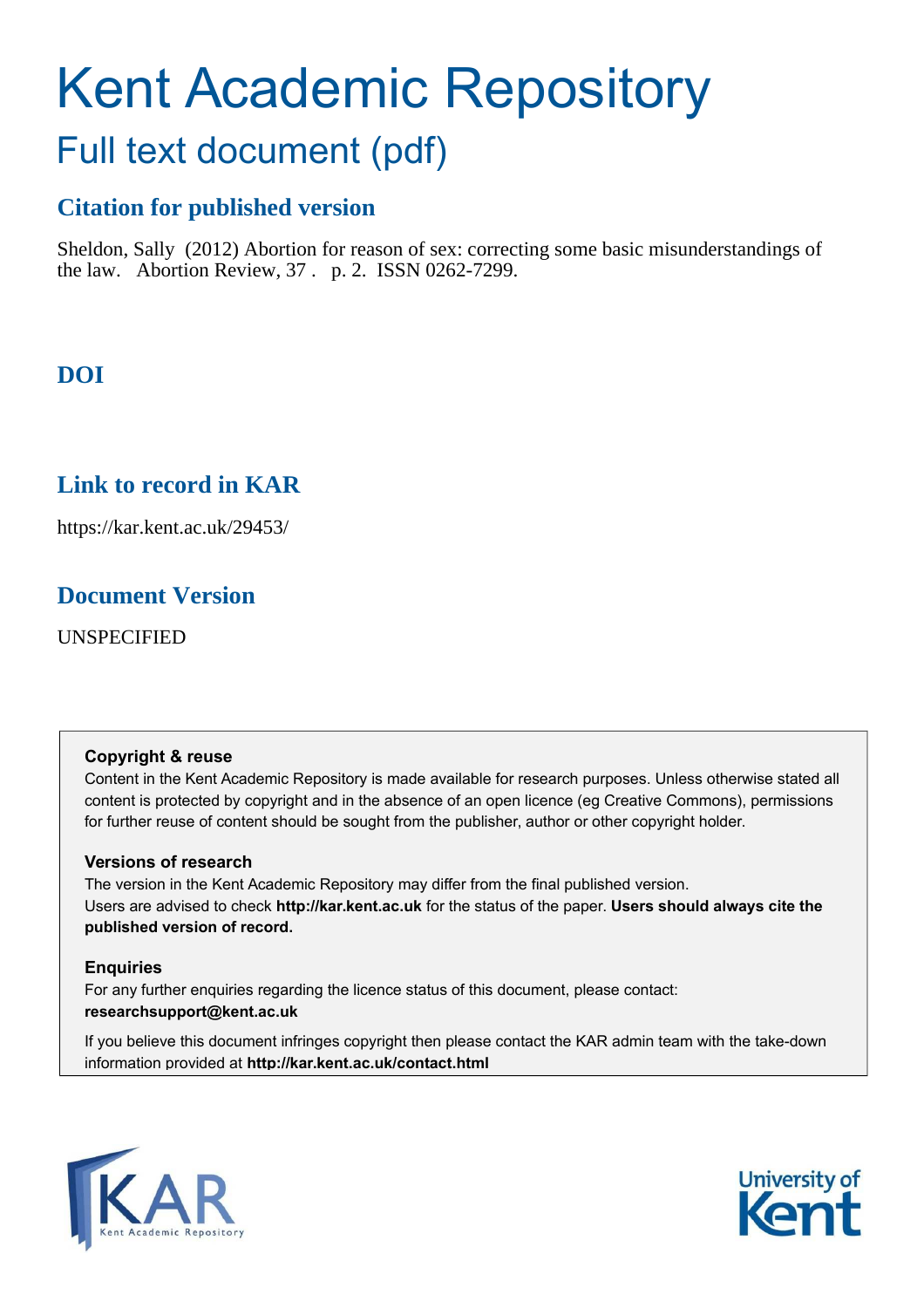# Kent Academic Repository

## Full text document (pdf)

### Citation for published version

Sheldon, Sally (2012) Abortion for reason of sex: correcting some basic misunderstandings of the law. Abortion Review, 37 . p. 2. ISSN 0262-7299.

### DOI

### Link to record in KAR

https://kar.kent.ac.uk/29453/

### Document Version

UNSPECIFIED

**Copyright & reuse**

Content in the Kent Academic Repository is made available for research purposes. Unless otherwise stated all content is protected by copyright and in the absence of an open licence (eg Creative Commons), permissions for further reuse of content should be sought from the publisher, author or other copyright holder.

**Versions of research**

The version in the Kent Academic Repository may differ from the final published version. Users are advised to check **http://kar.kent.ac.uk** for the status of the paper. **Users should always cite the published version of record.**

**Enquiries**

For any further enquiries regarding the licence status of this document, please contact: **researchsupport@kent.ac.uk**

If you believe this document infringes copyright then please contact the KAR admin team with the take-down information provided at **http://kar.kent.ac.uk/contact.html**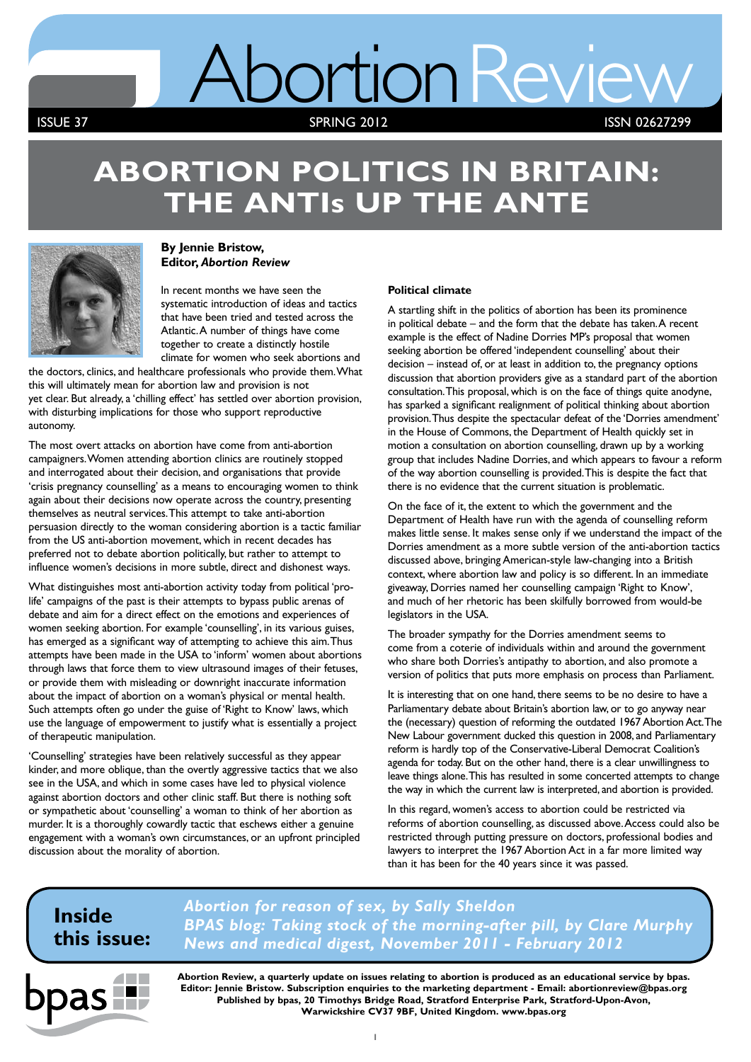# Abortion Review

ISSUE 37 SPRING 2012 ISSN 02627299

# ABORTION POLITICS IN BRITAIN: THE ANTIs UP THE ANTE

**By Jennie Bristow, Editor, *Abortion Review***

In recent months we have seen the systematic introduction of ideas and tactics that have been tried and tested across the Atlantic. A number of things have come together to create a distinctly hostile climate for women who seek abortions and the doctors, clinics, and healthcare professionals who provide them. What this will ultimately mean for abortion law and provision is not yet clear. But already, a 'chilling effect' has settled over abortion provision, with disturbing implications for those who support reproductive autonomy.

The most overt attacks on abortion have come from anti-abortion campaigners. Women attending abortion clinics are routinely stopped and interrogated about their decision, and organisations that provide 'crisis pregnancy counselling' as a means to encouraging women to think again about their decisions now operate across the country, presenting themselves as neutral services. This attempt to take anti-abortion persuasion directly to the woman considering abortion is a tactic familiar from the US anti-abortion movement, which in recent decades has preferred not to debate abortion politically, but rather to attempt to influence women's decisions in more subtle, direct and dishonest ways.

What distinguishes most anti-abortion activity today from political 'pro-life' campaigns of the past is their attempts to bypass public arenas of debate and aim for a direct effect on the emotions and experiences of women seeking abortion. For example 'counselling', in its various guises, has emerged as a significant way of attempting to achieve this aim. Thus attempts have been made in the USA to 'inform' women about abortions through laws that force them to view ultrasound images of their fetuses, or provide them with misleading or downright inaccurate information about the impact of abortion on a woman's physical or mental health. Such attempts often go under the guise of 'Right to Know' laws, which use the language of empowerment to justify what is essentially a project of therapeutic manipulation.

'Counselling' strategies have been relatively successful as they appear kinder, and more oblique, than the overtly aggressive tactics that we also see in the USA, and which in some cases have led to physical violence against abortion doctors and other clinic staff. But there is nothing soft or sympathetic about 'counselling' a woman to think of her abortion as murder. It is a thoroughly cowardly tactic that eschews either a genuine engagement with a woman's own circumstances, or an upfront principled discussion about the morality of abortion.

**Political climate**

A startling shift in the politics of abortion has been its prominence in political debate – and the form that the debate has taken. A recent example is the effect of Nadine Dorries MP's proposal that women seeking abortion be offered 'independent counselling' about their decision – instead of, or at least in addition to, the pregnancy options discussion that abortion providers give as a standard part of the abortion consultation. This proposal, which is on the face of things quite anodyne, has sparked a significant realignment of political thinking about abortion provision. Thus despite the spectacular defeat of the 'Dorries amendment' in the House of Commons, the Department of Health quickly set in motion a consultation on abortion counselling, drawn up by a working group that includes Nadine Dorries, and which appears to favour a reform of the way abortion counselling is provided. This is despite the fact that there is no evidence that the current situation is problematic.

On the face of it, the extent to which the government and the Department of Health have run with the agenda of counselling reform makes little sense. It makes sense only if we understand the impact of the Dorries amendment as a more subtle version of the anti-abortion tactics discussed above, bringing American-style law-changing into a British context, where abortion law and policy is so different. In an immediate giveaway, Dorries named her counselling campaign 'Right to Know', and much of her rhetoric has been skilfully borrowed from would-be legislators in the USA.

The broader sympathy for the Dorries amendment seems to come from a coterie of individuals within and around the government who share both Dorries's antipathy to abortion, and also promote a version of politics that puts more emphasis on process than Parliament.

It is interesting that on one hand, there seems to be no desire to have a Parliamentary debate about Britain's abortion law, or to go anyway near the (necessary) question of reforming the outdated 1967 Abortion Act. The New Labour government ducked this question in 2008, and Parliamentary reform is hardly top of the Conservative-Liberal Democrat Coalition's agenda for today. But on the other hand, there is a clear unwillingness to leave things alone. This has resulted in some concerted attempts to change the way in which the current law is interpreted, and abortion is provided.

In this regard, women's access to abortion could be restricted via reforms of abortion counselling, as discussed above. Access could also be restricted through putting pressure on doctors, professional bodies and lawyers to interpret the 1967 Abortion Act in a far more limited way than it has been for the 40 years since it was passed.

**Inside this issue:**

*Abortion for reason of sex, by Sally Sheldon*
*BPAS blog: Taking stock of the morning-after pill, by Clare Murphy*
*News and medical digest, November 2011 - February 2012*

**Abortion Review, a quarterly update on issues relating to abortion is produced as an educational service by bpas. Editor: Jennie Bristow. Subscription enquiries to the marketing department - Email: abortionreview@bpas.org Published by bpas, 20 Timothys Bridge Road, Stratford Enterprise Park, Stratford-Upon-Avon, Warwickshire CV37 9BF, United Kingdom. www.bpas.org**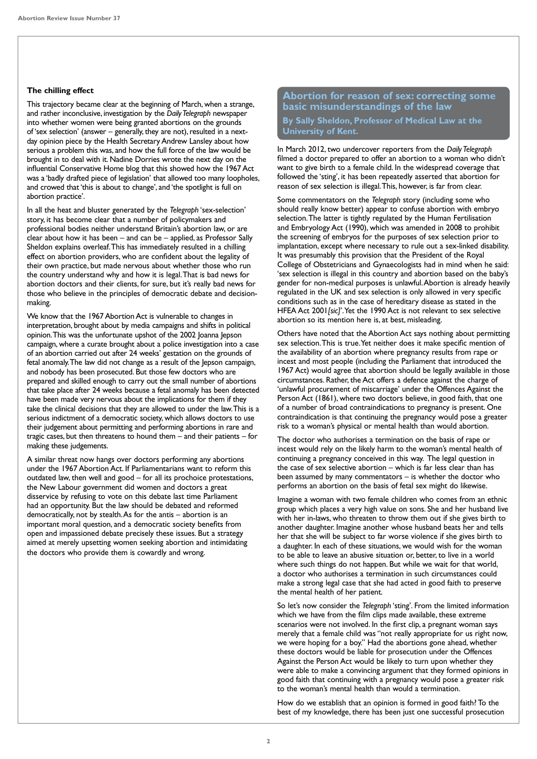### The chilling effect

This trajectory became clear at the beginning of March, when a strange, and rather inconclusive, investigation by the *Daily Telegraph* newspaper into whether women were being granted abortions on the grounds of 'sex selection' (answer – generally, they are not), resulted in a next-day opinion piece by the Health Secretary Andrew Lansley about how serious a problem this was, and how the full force of the law would be brought in to deal with it. Nadine Dorries wrote the next day on the influential Conservative Home blog that this showed how the 1967 Act was a 'badly drafted piece of legislation' that allowed too many loopholes, and crowed that 'this is about to change', and 'the spotlight is full on abortion practice'.

In all the heat and bluster generated by the *Telegraph* 'sex-selection' story, it has become clear that a number of policymakers and professional bodies neither understand Britain's abortion law, or are clear about how it has been – and can be – applied, as Professor Sally Sheldon explains overleaf. This has immediately resulted in a chilling effect on abortion providers, who are confident about the legality of their own practice, but made nervous about whether those who run the country understand why and how it is legal. That is bad news for abortion doctors and their clients, for sure, but it's really bad news for those who believe in the principles of democratic debate and decision-making.

We know that the 1967 Abortion Act is vulnerable to changes in interpretation, brought about by media campaigns and shifts in political opinion. This was the unfortunate upshot of the 2002 Joanna Jepson campaign, where a curate brought about a police investigation into a case of an abortion carried out after 24 weeks' gestation on the grounds of fetal anomaly. The law did not change as a result of the Jepson campaign, and nobody has been prosecuted. But those few doctors who are prepared and skilled enough to carry out the small number of abortions that take place after 24 weeks because a fetal anomaly has been detected have been made very nervous about the implications for them if they take the clinical decisions that they are allowed to under the law. This is a serious indictment of a democratic society, which allows doctors to use their judgement about permitting and performing abortions in rare and tragic cases, but then threatens to hound them – and their patients – for making these judgements.

A similar threat now hangs over doctors performing any abortions under the 1967 Abortion Act. If Parliamentarians want to reform this outdated law, then well and good – for all its prochoice protestations, the New Labour government did women and doctors a great disservice by refusing to vote on this debate last time Parliament had an opportunity. But the law should be debated and reformed democratically, not by stealth. As for the antis – abortion is an important moral question, and a democratic society benefits from open and impassioned debate precisely these issues. But a strategy aimed at merely upsetting women seeking abortion and intimidating the doctors who provide them is cowardly and wrong.

## Abortion for reason of sex: correcting some basic misunderstandings of the law

**By Sally Sheldon, Professor of Medical Law at the University of Kent.**

In March 2012, two undercover reporters from the *Daily Telegraph* filmed a doctor prepared to offer an abortion to a woman who didn't want to give birth to a female child. In the widespread coverage that followed the 'sting', it has been repeatedly asserted that abortion for reason of sex selection is illegal. This, however, is far from clear.

Some commentators on the *Telegraph* story (including some who should really know better) appear to confuse abortion with embryo selection. The latter is tightly regulated by the Human Fertilisation and Embryology Act (1990), which was amended in 2008 to prohibit the screening of embryos for the purposes of sex selection prior to implantation, except where necessary to rule out a sex-linked disability. It was presumably this provision that the President of the Royal College of Obstetricians and Gynaecologists had in mind when he said: 'sex selection is illegal in this country and abortion based on the baby's gender for non-medical purposes is unlawful. Abortion is already heavily regulated in the UK and sex selection is only allowed in very specific conditions such as in the case of hereditary disease as stated in the HFEA Act 2001*[sic]*'. Yet the 1990 Act is not relevant to sex selective abortion so its mention here is, at best, misleading.

Others have noted that the Abortion Act says nothing about permitting sex selection. This is true. Yet neither does it make specific mention of the availability of an abortion where pregnancy results from rape or incest and most people (including the Parliament that introduced the 1967 Act) would agree that abortion should be legally available in those circumstances. Rather, the Act offers a defence against the charge of 'unlawful procurement of miscarriage' under the Offences Against the Person Act (1861), where two doctors believe, in good faith, that one of a number of broad contraindications to pregnancy is present. One contraindication is that continuing the pregnancy would pose a greater risk to a woman's physical or mental health than would abortion.

The doctor who authorises a termination on the basis of rape or incest would rely on the likely harm to the woman's mental health of continuing a pregnancy conceived in this way. The legal question in the case of sex selective abortion – which is far less clear than has been assumed by many commentators – is whether the doctor who performs an abortion on the basis of fetal sex might do likewise.

Imagine a woman with two female children who comes from an ethnic group which places a very high value on sons. She and her husband live with her in-laws, who threaten to throw them out if she gives birth to another daughter. Imagine another whose husband beats her and tells her that she will be subject to far worse violence if she gives birth to a daughter. In each of these situations, we would wish for the woman to be able to leave an abusive situation or, better, to live in a world where such things do not happen. But while we wait for that world, a doctor who authorises a termination in such circumstances could make a strong legal case that she had acted in good faith to preserve the mental health of her patient.

So let's now consider the *Telegraph* 'sting'. From the limited information which we have from the film clips made available, these extreme scenarios were not involved. In the first clip, a pregnant woman says merely that a female child was "not really appropriate for us right now, we were hoping for a boy." Had the abortions gone ahead, whether these doctors would be liable for prosecution under the Offences Against the Person Act would be likely to turn upon whether they were able to make a convincing argument that they formed opinions in good faith that continuing with a pregnancy would pose a greater risk to the woman's mental health than would a termination.

How do we establish that an opinion is formed in good faith? To the best of my knowledge, there has been just one successful prosecution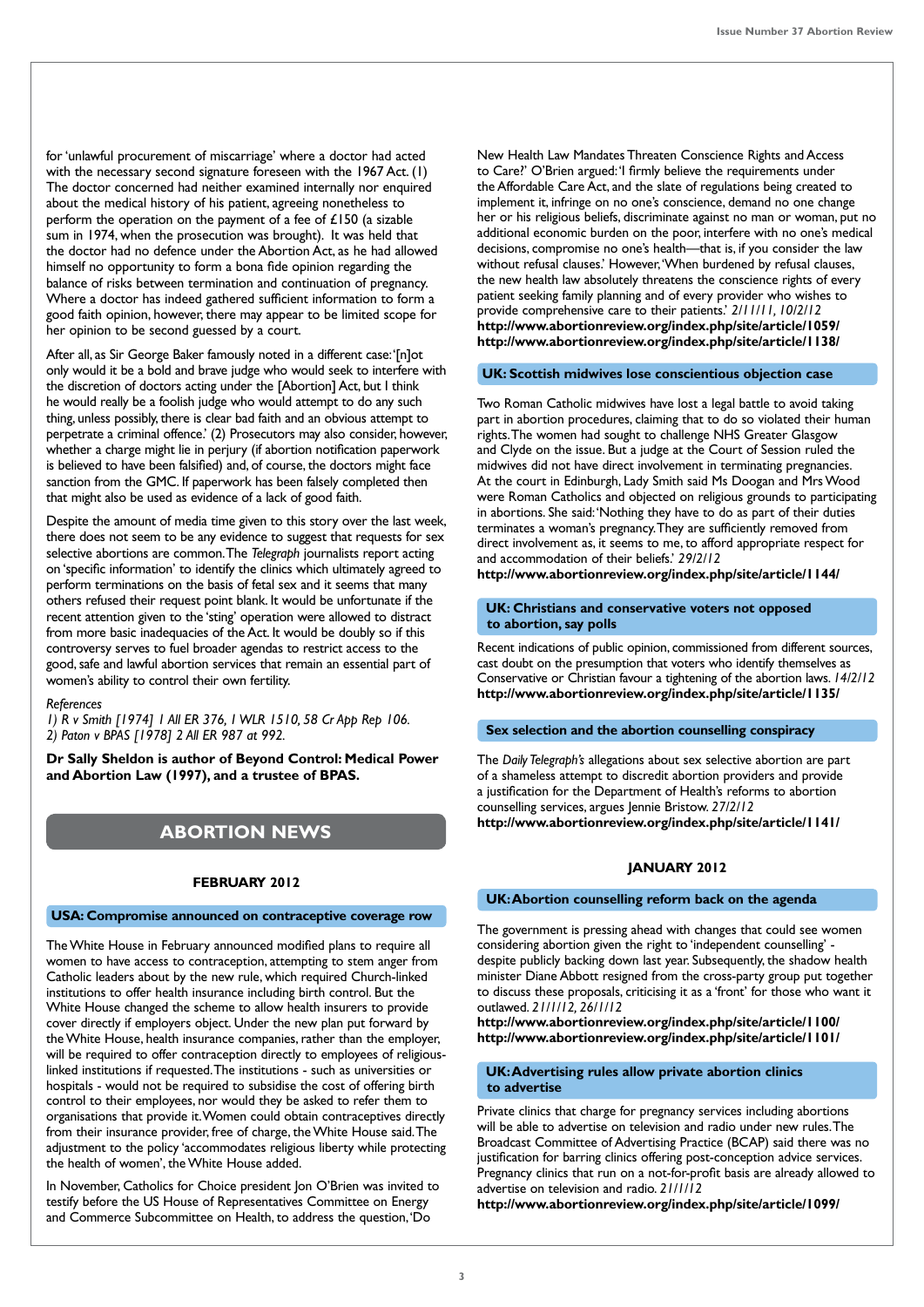for 'unlawful procurement of miscarriage' where a doctor had acted with the necessary second signature foreseen with the 1967 Act. (1) The doctor concerned had neither examined internally nor enquired about the medical history of his patient, agreeing nonetheless to perform the operation on the payment of a fee of £150 (a sizable sum in 1974, when the prosecution was brought). It was held that the doctor had no defence under the Abortion Act, as he had allowed himself no opportunity to form a bona fide opinion regarding the balance of risks between termination and continuation of pregnancy. Where a doctor has indeed gathered sufficient information to form a good faith opinion, however, there may appear to be limited scope for her opinion to be second guessed by a court.

After all, as Sir George Baker famously noted in a different case: '[n]ot only would it be a bold and brave judge who would seek to interfere with the discretion of doctors acting under the [Abortion] Act, but I think he would really be a foolish judge who would attempt to do any such thing, unless possibly, there is clear bad faith and an obvious attempt to perpetrate a criminal offence.' (2) Prosecutors may also consider, however, whether a charge might lie in perjury (if abortion notification paperwork is believed to have been falsified) and, of course, the doctors might face sanction from the GMC. If paperwork has been falsely completed then that might also be used as evidence of a lack of good faith.

Despite the amount of media time given to this story over the last week, there does not seem to be any evidence to suggest that requests for sex selective abortions are common. The *Telegraph* journalists report acting on 'specific information' to identify the clinics which ultimately agreed to perform terminations on the basis of fetal sex and it seems that many others refused their request point blank. It would be unfortunate if the recent attention given to the 'sting' operation were allowed to distract from more basic inadequacies of the Act. It would be doubly so if this controversy serves to fuel broader agendas to restrict access to the good, safe and lawful abortion services that remain an essential part of women's ability to control their own fertility.

*References*

*1) R v Smith [1974] 1 All ER 376, 1 WLR 1510, 58 Cr App Rep 106.*
*2) Paton v BPAS [1978] 2 All ER 987 at 992.*

**Dr Sally Sheldon is author of Beyond Control: Medical Power and Abortion Law (1997), and a trustee of BPAS.**

# ABORTION NEWS

## FEBRUARY 2012

### USA: Compromise announced on contraceptive coverage row

The White House in February announced modified plans to require all women to have access to contraception, attempting to stem anger from Catholic leaders about by the new rule, which required Church-linked institutions to offer health insurance including birth control. But the White House changed the scheme to allow health insurers to provide cover directly if employers object. Under the new plan put forward by the White House, health insurance companies, rather than the employer, will be required to offer contraception directly to employees of religious-linked institutions if requested. The institutions - such as universities or hospitals - would not be required to subsidise the cost of offering birth control to their employees, nor would they be asked to refer them to organisations that provide it. Women could obtain contraceptives directly from their insurance provider, free of charge, the White House said. The adjustment to the policy 'accommodates religious liberty while protecting the health of women', the White House added.

In November, Catholics for Choice president Jon O'Brien was invited to testify before the US House of Representatives Committee on Energy and Commerce Subcommittee on Health, to address the question, 'Do New Health Law Mandates Threaten Conscience Rights and Access to Care?' O'Brien argued: 'I firmly believe the requirements under the Affordable Care Act, and the slate of regulations being created to implement it, infringe on no one's conscience, demand no one change her or his religious beliefs, discriminate against no man or woman, put no additional economic burden on the poor, interfere with no one's medical decisions, compromise no one's health—that is, if you consider the law without refusal clauses.' However, 'When burdened by refusal clauses, the new health law absolutely threatens the conscience rights of every patient seeking family planning and of every provider who wishes to provide comprehensive care to their patients.' *2/11/11, 10/2/12*
**http://www.abortionreview.org/index.php/site/article/1059/**
**http://www.abortionreview.org/index.php/site/article/1138/**

### UK: Scottish midwives lose conscientious objection case

Two Roman Catholic midwives have lost a legal battle to avoid taking part in abortion procedures, claiming that to do so violated their human rights. The women had sought to challenge NHS Greater Glasgow and Clyde on the issue. But a judge at the Court of Session ruled the midwives did not have direct involvement in terminating pregnancies. At the court in Edinburgh, Lady Smith said Ms Doogan and Mrs Wood were Roman Catholics and objected on religious grounds to participating in abortions. She said: 'Nothing they have to do as part of their duties terminates a woman's pregnancy. They are sufficiently removed from direct involvement as, it seems to me, to afford appropriate respect for and accommodation of their beliefs.' *29/2/12*
**http://www.abortionreview.org/index.php/site/article/1144/**

### UK: Christians and conservative voters not opposed to abortion, say polls

Recent indications of public opinion, commissioned from different sources, cast doubt on the presumption that voters who identify themselves as Conservative or Christian favour a tightening of the abortion laws. *14/2/12*
**http://www.abortionreview.org/index.php/site/article/1135/**

### Sex selection and the abortion counselling conspiracy

The *Daily Telegraph's* allegations about sex selective abortion are part of a shameless attempt to discredit abortion providers and provide a justification for the Department of Health's reforms to abortion counselling services, argues Jennie Bristow. *27/2/12*
**http://www.abortionreview.org/index.php/site/article/1141/**

## JANUARY 2012

### UK: Abortion counselling reform back on the agenda

The government is pressing ahead with changes that could see women considering abortion given the right to 'independent counselling' - despite publicly backing down last year. Subsequently, the shadow health minister Diane Abbott resigned from the cross-party group put together to discuss these proposals, criticising it as a 'front' for those who want it outlawed. *21/1/12, 26/1/12*
**http://www.abortionreview.org/index.php/site/article/1100/**
**http://www.abortionreview.org/index.php/site/article/1101/**

### UK: Advertising rules allow private abortion clinics to advertise

Private clinics that charge for pregnancy services including abortions will be able to advertise on television and radio under new rules. The Broadcast Committee of Advertising Practice (BCAP) said there was no justification for barring clinics offering post-conception advice services. Pregnancy clinics that run on a not-for-profit basis are already allowed to advertise on television and radio. *21/1/12*
**http://www.abortionreview.org/index.php/site/article/1099/**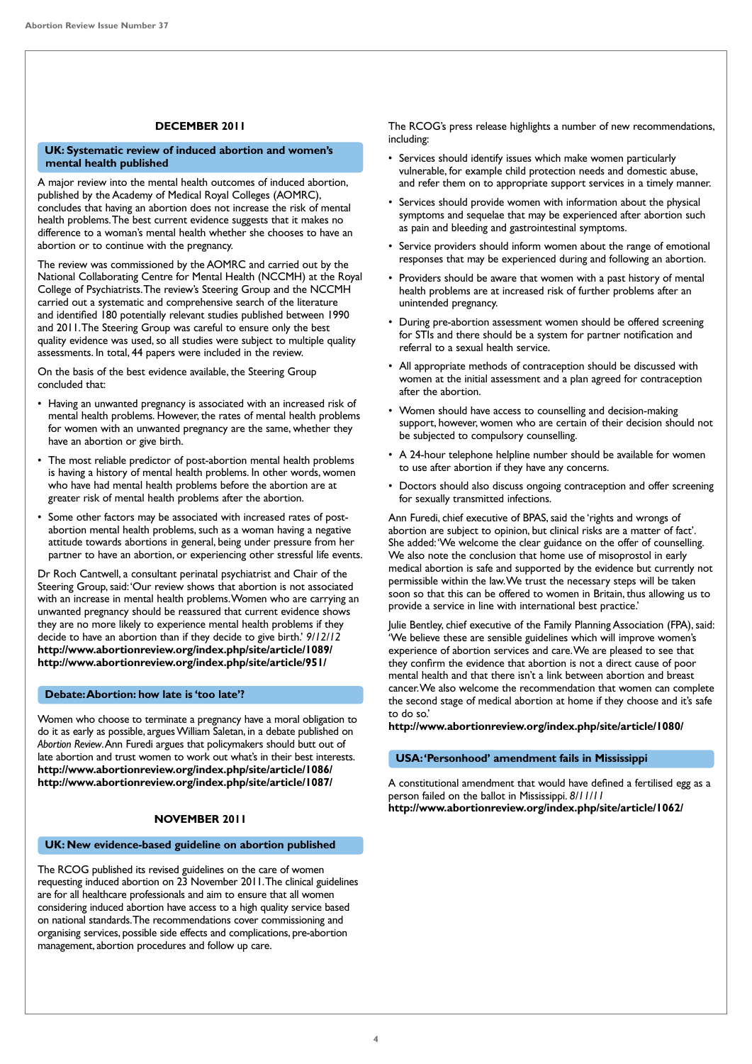## DECEMBER 2011

### UK: Systematic review of induced abortion and women's mental health published

A major review into the mental health outcomes of induced abortion, published by the Academy of Medical Royal Colleges (AOMRC), concludes that having an abortion does not increase the risk of mental health problems. The best current evidence suggests that it makes no difference to a woman's mental health whether she chooses to have an abortion or to continue with the pregnancy.

The review was commissioned by the AOMRC and carried out by the National Collaborating Centre for Mental Health (NCCMH) at the Royal College of Psychiatrists. The review's Steering Group and the NCCMH carried out a systematic and comprehensive search of the literature and identified 180 potentially relevant studies published between 1990 and 2011. The Steering Group was careful to ensure only the best quality evidence was used, so all studies were subject to multiple quality assessments. In total, 44 papers were included in the review.

On the basis of the best evidence available, the Steering Group concluded that:

- Having an unwanted pregnancy is associated with an increased risk of mental health problems. However, the rates of mental health problems for women with an unwanted pregnancy are the same, whether they have an abortion or give birth.
- The most reliable predictor of post-abortion mental health problems is having a history of mental health problems. In other words, women who have had mental health problems before the abortion are at greater risk of mental health problems after the abortion.
- Some other factors may be associated with increased rates of post-abortion mental health problems, such as a woman having a negative attitude towards abortions in general, being under pressure from her partner to have an abortion, or experiencing other stressful life events.

Dr Roch Cantwell, a consultant perinatal psychiatrist and Chair of the Steering Group, said: 'Our review shows that abortion is not associated with an increase in mental health problems. Women who are carrying an unwanted pregnancy should be reassured that current evidence shows they are no more likely to experience mental health problems if they decide to have an abortion than if they decide to give birth.' *9/12/12*
**http://www.abortionreview.org/index.php/site/article/1089/**
**http://www.abortionreview.org/index.php/site/article/951/**

### Debate: Abortion: how late is 'too late'?

Women who choose to terminate a pregnancy have a moral obligation to do it as early as possible, argues William Saletan, in a debate published on *Abortion Review*. Ann Furedi argues that policymakers should butt out of late abortion and trust women to work out what's in their best interests.
**http://www.abortionreview.org/index.php/site/article/1086/**
**http://www.abortionreview.org/index.php/site/article/1087/**

## NOVEMBER 2011

### UK: New evidence-based guideline on abortion published

The RCOG published its revised guidelines on the care of women requesting induced abortion on 23 November 2011. The clinical guidelines are for all healthcare professionals and aim to ensure that all women considering induced abortion have access to a high quality service based on national standards. The recommendations cover commissioning and organising services, possible side effects and complications, pre-abortion management, abortion procedures and follow up care.

The RCOG's press release highlights a number of new recommendations, including:

- Services should identify issues which make women particularly vulnerable, for example child protection needs and domestic abuse, and refer them on to appropriate support services in a timely manner.
- Services should provide women with information about the physical symptoms and sequelae that may be experienced after abortion such as pain and bleeding and gastrointestinal symptoms.
- Service providers should inform women about the range of emotional responses that may be experienced during and following an abortion.
- Providers should be aware that women with a past history of mental health problems are at increased risk of further problems after an unintended pregnancy.
- During pre-abortion assessment women should be offered screening for STIs and there should be a system for partner notification and referral to a sexual health service.
- All appropriate methods of contraception should be discussed with women at the initial assessment and a plan agreed for contraception after the abortion.
- Women should have access to counselling and decision-making support, however, women who are certain of their decision should not be subjected to compulsory counselling.
- A 24-hour telephone helpline number should be available for women to use after abortion if they have any concerns.
- Doctors should also discuss ongoing contraception and offer screening for sexually transmitted infections.

Ann Furedi, chief executive of BPAS, said the 'rights and wrongs of abortion are subject to opinion, but clinical risks are a matter of fact'. She added: 'We welcome the clear guidance on the offer of counselling. We also note the conclusion that home use of misoprostol in early medical abortion is safe and supported by the evidence but currently not permissible within the law. We trust the necessary steps will be taken soon so that this can be offered to women in Britain, thus allowing us to provide a service in line with international best practice.'

Julie Bentley, chief executive of the Family Planning Association (FPA), said: 'We believe these are sensible guidelines which will improve women's experience of abortion services and care. We are pleased to see that they confirm the evidence that abortion is not a direct cause of poor mental health and that there isn't a link between abortion and breast cancer. We also welcome the recommendation that women can complete the second stage of medical abortion at home if they choose and it's safe to do so.'
**http://www.abortionreview.org/index.php/site/article/1080/**

### USA: 'Personhood' amendment fails in Mississippi

A constitutional amendment that would have defined a fertilised egg as a person failed on the ballot in Mississippi. *8/11/11*
**http://www.abortionreview.org/index.php/site/article/1062/**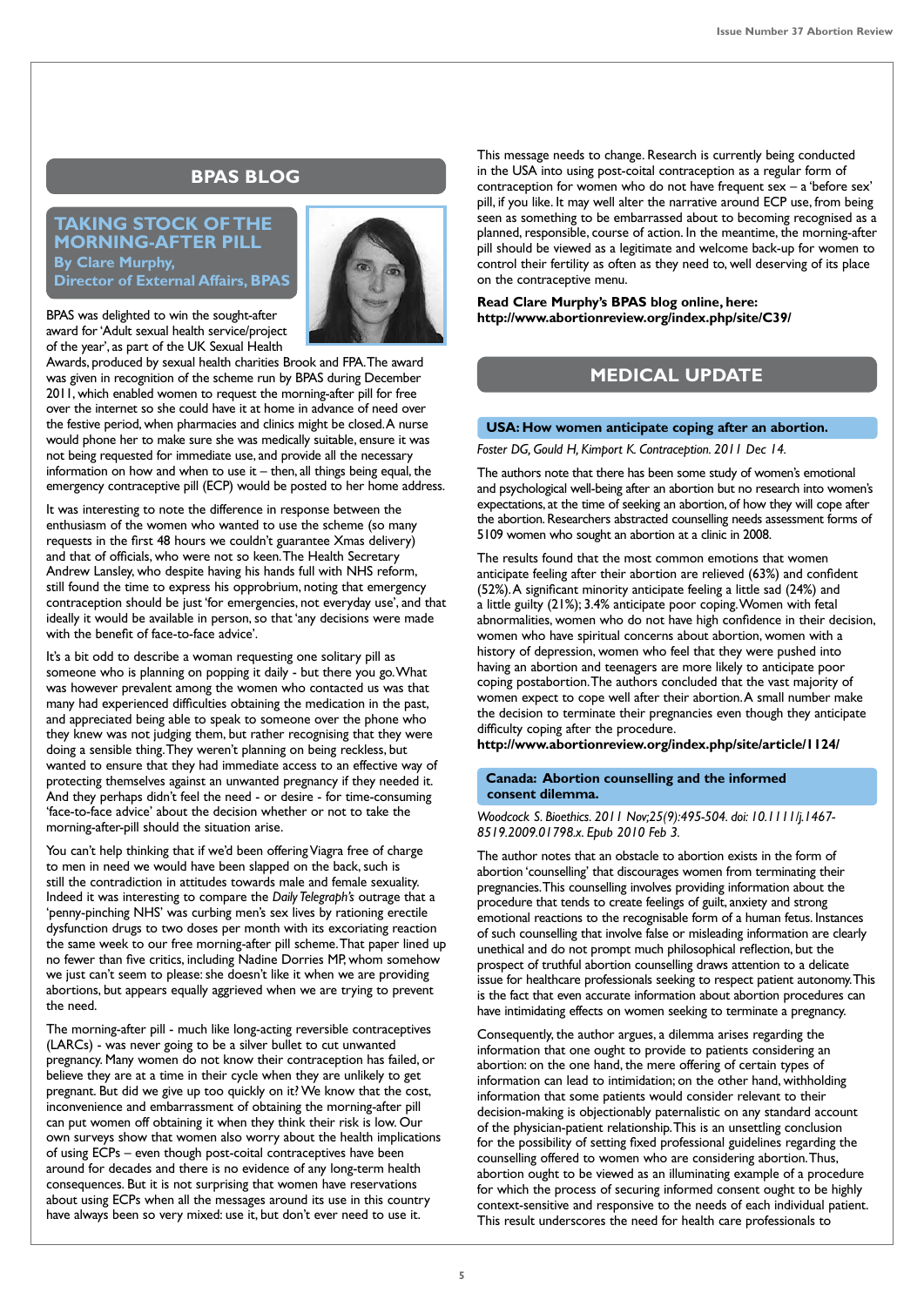## BPAS BLOG

### TAKING STOCK OF THE MORNING-AFTER PILL

**By Clare Murphy, Director of External Affairs, BPAS**

BPAS was delighted to win the sought-after award for 'Adult sexual health service/project of the year', as part of the UK Sexual Health Awards, produced by sexual health charities Brook and FPA. The award was given in recognition of the scheme run by BPAS during December 2011, which enabled women to request the morning-after pill for free over the internet so she could have it at home in advance of need over the festive period, when pharmacies and clinics might be closed. A nurse would phone her to make sure she was medically suitable, ensure it was not being requested for immediate use, and provide all the necessary information on how and when to use it – then, all things being equal, the emergency contraceptive pill (ECP) would be posted to her home address.

It was interesting to note the difference in response between the enthusiasm of the women who wanted to use the scheme (so many requests in the first 48 hours we couldn't guarantee Xmas delivery) and that of officials, who were not so keen. The Health Secretary Andrew Lansley, who despite having his hands full with NHS reform, still found the time to express his opprobrium, noting that emergency contraception should be just 'for emergencies, not everyday use', and that ideally it would be available in person, so that 'any decisions were made with the benefit of face-to-face advice'.

It's a bit odd to describe a woman requesting one solitary pill as someone who is planning on popping it daily - but there you go. What was however prevalent among the women who contacted us was that many had experienced difficulties obtaining the medication in the past, and appreciated being able to speak to someone over the phone who they knew was not judging them, but rather recognising that they were doing a sensible thing. They weren't planning on being reckless, but wanted to ensure that they had immediate access to an effective way of protecting themselves against an unwanted pregnancy if they needed it. And they perhaps didn't feel the need - or desire - for time-consuming 'face-to-face advice' about the decision whether or not to take the morning-after-pill should the situation arise.

You can't help thinking that if we'd been offering Viagra free of charge to men in need we would have been slapped on the back, such is still the contradiction in attitudes towards male and female sexuality. Indeed it was interesting to compare the *Daily Telegraph's* outrage that a 'penny-pinching NHS' was curbing men's sex lives by rationing erectile dysfunction drugs to two doses per month with its excoriating reaction the same week to our free morning-after pill scheme. That paper lined up no fewer than five critics, including Nadine Dorries MP, whom somehow we just can't seem to please: she doesn't like it when we are providing abortions, but appears equally aggrieved when we are trying to prevent the need.

The morning-after pill - much like long-acting reversible contraceptives (LARCs) - was never going to be a silver bullet to cut unwanted pregnancy. Many women do not know their contraception has failed, or believe they are at a time in their cycle when they are unlikely to get pregnant. But did we give up too quickly on it? We know that the cost, inconvenience and embarrassment of obtaining the morning-after pill can put women off obtaining it when they think their risk is low. Our own surveys show that women also worry about the health implications of using ECPs – even though post-coital contraceptives have been around for decades and there is no evidence of any long-term health consequences. But it is not surprising that women have reservations about using ECPs when all the messages around its use in this country have always been so very mixed: use it, but don't ever need to use it.

This message needs to change. Research is currently being conducted in the USA into using post-coital contraception as a regular form of contraception for women who do not have frequent sex – a 'before sex' pill, if you like. It may well alter the narrative around ECP use, from being seen as something to be embarrassed about to becoming recognised as a planned, responsible, course of action. In the meantime, the morning-after pill should be viewed as a legitimate and welcome back-up for women to control their fertility as often as they need to, well deserving of its place on the contraceptive menu.

**Read Clare Murphy's BPAS blog online, here: http://www.abortionreview.org/index.php/site/C39/**

## MEDICAL UPDATE

### USA: How women anticipate coping after an abortion.

*Foster DG, Gould H, Kimport K. Contraception. 2011 Dec 14.*

The authors note that there has been some study of women's emotional and psychological well-being after an abortion but no research into women's expectations, at the time of seeking an abortion, of how they will cope after the abortion. Researchers abstracted counselling needs assessment forms of 5109 women who sought an abortion at a clinic in 2008.

The results found that the most common emotions that women anticipate feeling after their abortion are relieved (63%) and confident (52%). A significant minority anticipate feeling a little sad (24%) and a little guilty (21%); 3.4% anticipate poor coping. Women with fetal abnormalities, women who do not have high confidence in their decision, women who have spiritual concerns about abortion, women with a history of depression, women who feel that they were pushed into having an abortion and teenagers are more likely to anticipate poor coping postabortion. The authors concluded that the vast majority of women expect to cope well after their abortion. A small number make the decision to terminate their pregnancies even though they anticipate difficulty coping after the procedure.
**http://www.abortionreview.org/index.php/site/article/1124/**

### Canada: Abortion counselling and the informed consent dilemma.

*Woodcock S. Bioethics. 2011 Nov;25(9):495-504. doi: 10.1111/j.1467-8519.2009.01798.x. Epub 2010 Feb 3.*

The author notes that an obstacle to abortion exists in the form of abortion 'counselling' that discourages women from terminating their pregnancies. This counselling involves providing information about the procedure that tends to create feelings of guilt, anxiety and strong emotional reactions to the recognisable form of a human fetus. Instances of such counselling that involve false or misleading information are clearly unethical and do not prompt much philosophical reflection, but the prospect of truthful abortion counselling draws attention to a delicate issue for healthcare professionals seeking to respect patient autonomy. This is the fact that even accurate information about abortion procedures can have intimidating effects on women seeking to terminate a pregnancy.

Consequently, the author argues, a dilemma arises regarding the information that one ought to provide to patients considering an abortion: on the one hand, the mere offering of certain types of information can lead to intimidation; on the other hand, withholding information that some patients would consider relevant to their decision-making is objectionably paternalistic on any standard account of the physician-patient relationship. This is an unsettling conclusion for the possibility of setting fixed professional guidelines regarding the counselling offered to women who are considering abortion. Thus, abortion ought to be viewed as an illuminating example of a procedure for which the process of securing informed consent ought to be highly context-sensitive and responsive to the needs of each individual patient. This result underscores the need for health care professionals to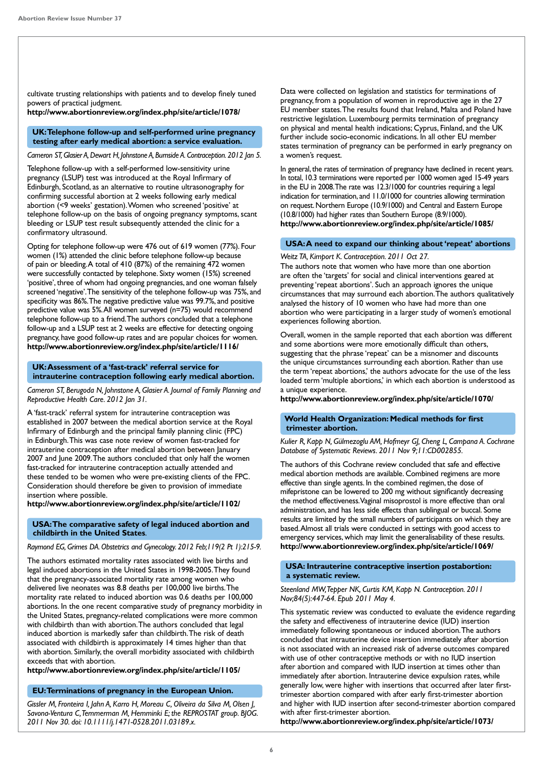cultivate trusting relationships with patients and to develop finely tuned powers of practical judgment.
**http://www.abortionreview.org/index.php/site/article/1078/**

## UK: Telephone follow-up and self-performed urine pregnancy testing after early medical abortion: a service evaluation.

*Cameron ST, Glasier A, Dewart H, Johnstone A, Burnside A. Contraception. 2012 Jan 5.*

Telephone follow-up with a self-performed low-sensitivity urine pregnancy (LSUP) test was introduced at the Royal Infirmary of Edinburgh, Scotland, as an alternative to routine ultrasonography for confirming successful abortion at 2 weeks following early medical abortion (<9 weeks' gestation). Women who screened 'positive' at telephone follow-up on the basis of ongoing pregnancy symptoms, scant bleeding or LSUP test result subsequently attended the clinic for a confirmatory ultrasound.

Opting for telephone follow-up were 476 out of 619 women (77%). Four women (1%) attended the clinic before telephone follow-up because of pain or bleeding. A total of 410 (87%) of the remaining 472 women were successfully contacted by telephone. Sixty women (15%) screened 'positive', three of whom had ongoing pregnancies, and one woman falsely screened 'negative'. The sensitivity of the telephone follow-up was 75%, and specificity was 86%. The negative predictive value was 99.7%, and positive predictive value was 5%. All women surveyed (n=75) would recommend telephone follow-up to a friend. The authors concluded that a telephone follow-up and a LSUP test at 2 weeks are effective for detecting ongoing pregnancy, have good follow-up rates and are popular choices for women.
**http://www.abortionreview.org/index.php/site/article/1116/**

## UK: Assessment of a 'fast-track' referral service for intrauterine contraception following early medical abortion.

*Cameron ST, Berugoda N, Johnstone A, Glasier A. Journal of Family Planning and Reproductive Health Care. 2012 Jan 31.*

A 'fast-track' referral system for intrauterine contraception was established in 2007 between the medical abortion service at the Royal Infirmary of Edinburgh and the principal family planning clinic (FPC) in Edinburgh. This was case note review of women fast-tracked for intrauterine contraception after medical abortion between January 2007 and June 2009. The authors concluded that only half the women fast-tracked for intrauterine contraception actually attended and these tended to be women who were pre-existing clients of the FPC. Consideration should therefore be given to provision of immediate insertion where possible.
**http://www.abortionreview.org/index.php/site/article/1102/**

## USA: The comparative safety of legal induced abortion and childbirth in the United States.

*Raymond EG, Grimes DA. Obstetrics and Gynecology. 2012 Feb;119(2 Pt 1):215-9.*

The authors estimated mortality rates associated with live births and legal induced abortions in the United States in 1998-2005. They found that the pregnancy-associated mortality rate among women who delivered live neonates was 8.8 deaths per 100,000 live births. The mortality rate related to induced abortion was 0.6 deaths per 100,000 abortions. In the one recent comparative study of pregnancy morbidity in the United States, pregnancy-related complications were more common with childbirth than with abortion. The authors concluded that legal induced abortion is markedly safer than childbirth. The risk of death associated with childbirth is approximately 14 times higher than that with abortion. Similarly, the overall morbidity associated with childbirth exceeds that with abortion.
**http://www.abortionreview.org/index.php/site/article/1105/**

## EU: Terminations of pregnancy in the European Union.

*Gissler M, Fronteira I, Jahn A, Karro H, Moreau C, Oliveira da Silva M, Olsen J, Savona-Ventura C, Temmerman M, Hemminki E; the REPROSTAT group. BJOG. 2011 Nov 30. doi: 10.1111/j.1471-0528.2011.03189.x.*

Data were collected on legislation and statistics for terminations of pregnancy, from a population of women in reproductive age in the 27 EU member states. The results found that Ireland, Malta and Poland have restrictive legislation. Luxembourg permits termination of pregnancy on physical and mental health indications; Cyprus, Finland, and the UK further include socio-economic indications. In all other EU member states termination of pregnancy can be performed in early pregnancy on a women's request.

In general, the rates of termination of pregnancy have declined in recent years. In total, 10.3 terminations were reported per 1000 women aged 15-49 years in the EU in 2008. The rate was 12.3/1000 for countries requiring a legal indication for termination, and 11.0/1000 for countries allowing termination on request. Northern Europe (10.9/1000) and Central and Eastern Europe (10.8/1000) had higher rates than Southern Europe (8.9/1000).
**http://www.abortionreview.org/index.php/site/article/1085/**

## USA: A need to expand our thinking about 'repeat' abortions

*Weitz TA, Kimport K. Contraception. 2011 Oct 27.*

The authors note that women who have more than one abortion are often the 'targets' for social and clinical interventions geared at preventing 'repeat abortions'. Such an approach ignores the unique circumstances that may surround each abortion. The authors qualitatively analysed the history of 10 women who have had more than one abortion who were participating in a larger study of women's emotional experiences following abortion.

Overall, women in the sample reported that each abortion was different and some abortions were more emotionally difficult than others, suggesting that the phrase 'repeat' can be a misnomer and discounts the unique circumstances surrounding each abortion. Rather than use the term 'repeat abortions,' the authors advocate for the use of the less loaded term 'multiple abortions,' in which each abortion is understood as a unique experience.
**http://www.abortionreview.org/index.php/site/article/1070/**

## World Health Organization: Medical methods for first trimester abortion.

*Kulier R, Kapp N, Gülmezoglu AM, Hofmeyr GJ, Cheng L, Campana A. Cochrane Database of Systematic Reviews. 2011 Nov 9;11:CD002855.*

The authors of this Cochrane review concluded that safe and effective medical abortion methods are available. Combined regimens are more effective than single agents. In the combined regimen, the dose of mifepristone can be lowered to 200 mg without significantly decreasing the method effectiveness. Vaginal misoprostol is more effective than oral administration, and has less side effects than sublingual or buccal. Some results are limited by the small numbers of participants on which they are based. Almost all trials were conducted in settings with good access to emergency services, which may limit the generalisability of these results.
**http://www.abortionreview.org/index.php/site/article/1069/**

## USA: Intrauterine contraceptive insertion postabortion: a systematic review.

*Steenland MW, Tepper NK, Curtis KM, Kapp N. Contraception. 2011 Nov;84(5):447-64. Epub 2011 May 4.*

This systematic review was conducted to evaluate the evidence regarding the safety and effectiveness of intrauterine device (IUD) insertion immediately following spontaneous or induced abortion. The authors concluded that intrauterine device insertion immediately after abortion is not associated with an increased risk of adverse outcomes compared with use of other contraceptive methods or with no IUD insertion after abortion and compared with IUD insertion at times other than immediately after abortion. Intrauterine device expulsion rates, while generally low, were higher with insertions that occurred after later first-trimester abortion compared with after early first-trimester abortion and higher with IUD insertion after second-trimester abortion compared with after first-trimester abortion.
**http://www.abortionreview.org/index.php/site/article/1073/**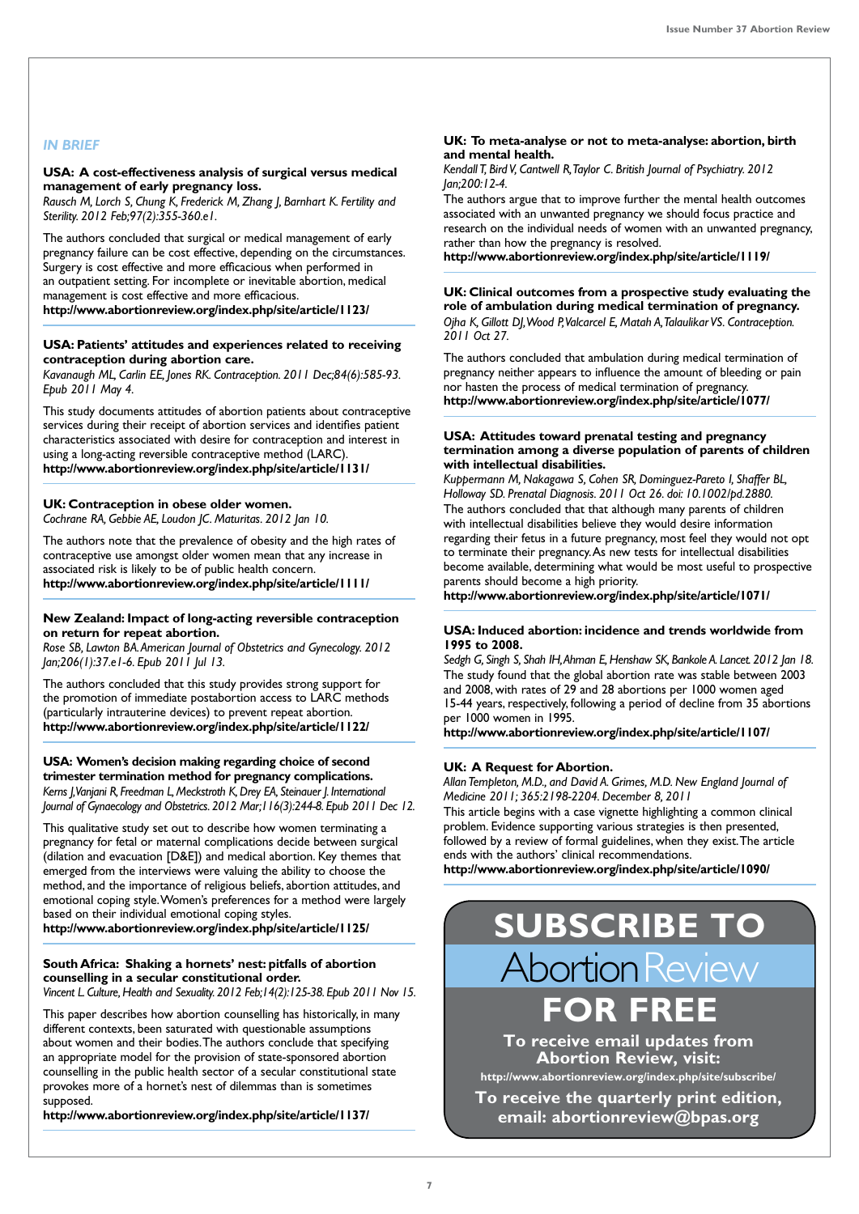## IN BRIEF

**USA: A cost-effectiveness analysis of surgical versus medical management of early pregnancy loss.**
*Rausch M, Lorch S, Chung K, Frederick M, Zhang J, Barnhart K. Fertility and Sterility. 2012 Feb;97(2):355-360.e1.*

The authors concluded that surgical or medical management of early pregnancy failure can be cost effective, depending on the circumstances. Surgery is cost effective and more efficacious when performed in an outpatient setting. For incomplete or inevitable abortion, medical management is cost effective and more efficacious.
**http://www.abortionreview.org/index.php/site/article/1123/**

**USA: Patients' attitudes and experiences related to receiving contraception during abortion care.**
*Kavanaugh ML, Carlin EE, Jones RK. Contraception. 2011 Dec;84(6):585-93. Epub 2011 May 4.*

This study documents attitudes of abortion patients about contraceptive services during their receipt of abortion services and identifies patient characteristics associated with desire for contraception and interest in using a long-acting reversible contraceptive method (LARC).
**http://www.abortionreview.org/index.php/site/article/1131/**

**UK: Contraception in obese older women.**
*Cochrane RA, Gebbie AE, Loudon JC. Maturitas. 2012 Jan 10.*

The authors note that the prevalence of obesity and the high rates of contraceptive use amongst older women mean that any increase in associated risk is likely to be of public health concern.
**http://www.abortionreview.org/index.php/site/article/1111/**

**New Zealand: Impact of long-acting reversible contraception on return for repeat abortion.**
*Rose SB, Lawton BA. American Journal of Obstetrics and Gynecology. 2012 Jan;206(1):37.e1-6. Epub 2011 Jul 13.*

The authors concluded that this study provides strong support for the promotion of immediate postabortion access to LARC methods (particularly intrauterine devices) to prevent repeat abortion.
**http://www.abortionreview.org/index.php/site/article/1122/**

**USA: Women's decision making regarding choice of second trimester termination method for pregnancy complications.**
*Kerns J, Vanjani R, Freedman L, Meckstroth K, Drey EA, Steinauer J. International Journal of Gynaecology and Obstetrics. 2012 Mar;116(3):244-8. Epub 2011 Dec 12.*

This qualitative study set out to describe how women terminating a pregnancy for fetal or maternal complications decide between surgical (dilation and evacuation [D&E]) and medical abortion. Key themes that emerged from the interviews were valuing the ability to choose the method, and the importance of religious beliefs, abortion attitudes, and emotional coping style. Women's preferences for a method were largely based on their individual emotional coping styles.
**http://www.abortionreview.org/index.php/site/article/1125/**

**South Africa: Shaking a hornets' nest: pitfalls of abortion counselling in a secular constitutional order.**
*Vincent L. Culture, Health and Sexuality. 2012 Feb;14(2):125-38. Epub 2011 Nov 15.*

This paper describes how abortion counselling has historically, in many different contexts, been saturated with questionable assumptions about women and their bodies. The authors conclude that specifying an appropriate model for the provision of state-sponsored abortion counselling in the public health sector of a secular constitutional state provokes more of a hornet's nest of dilemmas than is sometimes supposed.
**http://www.abortionreview.org/index.php/site/article/1137/**

**UK: To meta-analyse or not to meta-analyse: abortion, birth and mental health.**
*Kendall T, Bird V, Cantwell R, Taylor C. British Journal of Psychiatry. 2012 Jan;200:12-4.*

The authors argue that to improve further the mental health outcomes associated with an unwanted pregnancy we should focus practice and research on the individual needs of women with an unwanted pregnancy, rather than how the pregnancy is resolved.
**http://www.abortionreview.org/index.php/site/article/1119/**

**UK: Clinical outcomes from a prospective study evaluating the role of ambulation during medical termination of pregnancy.**
*Ojha K, Gillott DJ, Wood P, Valcarcel E, Matah A, Talaulikar VS. Contraception. 2011 Oct 27.*

The authors concluded that ambulation during medical termination of pregnancy neither appears to influence the amount of bleeding or pain nor hasten the process of medical termination of pregnancy.
**http://www.abortionreview.org/index.php/site/article/1077/**

**USA: Attitudes toward prenatal testing and pregnancy termination among a diverse population of parents of children with intellectual disabilities.**
*Kuppermann M, Nakagawa S, Cohen SR, Dominguez-Pareto I, Shaffer BL, Holloway SD. Prenatal Diagnosis. 2011 Oct 26. doi: 10.1002/pd.2880.*

The authors concluded that that although many parents of children with intellectual disabilities believe they would desire information regarding their fetus in a future pregnancy, most feel they would not opt to terminate their pregnancy. As new tests for intellectual disabilities become available, determining what would be most useful to prospective parents should become a high priority.
**http://www.abortionreview.org/index.php/site/article/1071/**

**USA: Induced abortion: incidence and trends worldwide from 1995 to 2008.**
*Sedgh G, Singh S, Shah IH, Ahman E, Henshaw SK, Bankole A. Lancet. 2012 Jan 18.*

The study found that the global abortion rate was stable between 2003 and 2008, with rates of 29 and 28 abortions per 1000 women aged 15-44 years, respectively, following a period of decline from 35 abortions per 1000 women in 1995.
**http://www.abortionreview.org/index.php/site/article/1107/**

**UK: A Request for Abortion.**
*Allan Templeton, M.D., and David A. Grimes, M.D. New England Journal of Medicine 2011; 365:2198-2204. December 8, 2011*

This article begins with a case vignette highlighting a common clinical problem. Evidence supporting various strategies is then presented, followed by a review of formal guidelines, when they exist. The article ends with the authors' clinical recommendations.
**http://www.abortionreview.org/index.php/site/article/1090/**

**SUBSCRIBE TO Abortion Review FOR FREE**

**To receive email updates from Abortion Review, visit:**
**http://www.abortionreview.org/index.php/site/subscribe/**

**To receive the quarterly print edition, email: abortionreview@bpas.org**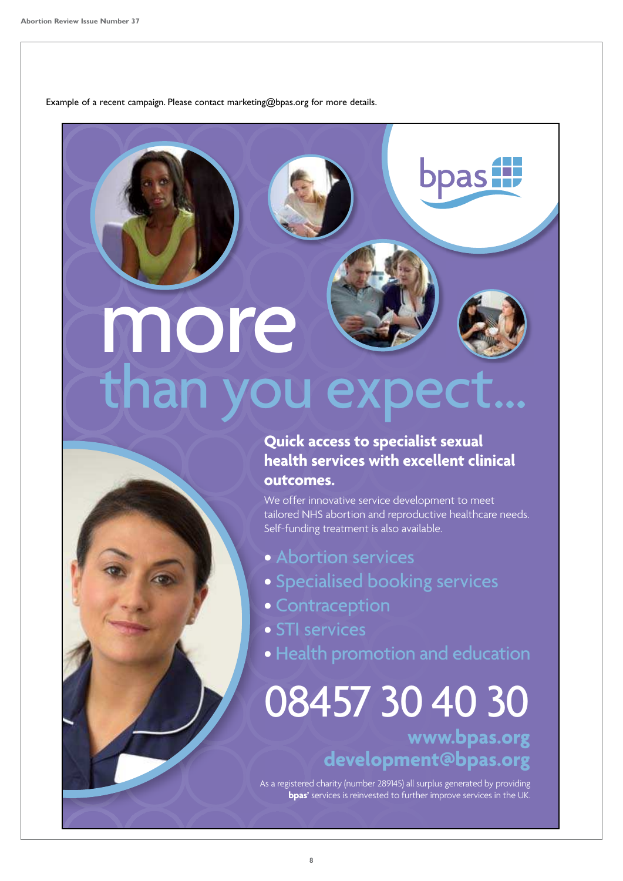Example of a recent campaign. Please contact marketing@bpas.org for more details.

bpas

# more than you expect...

**Quick access to specialist sexual health services with excellent clinical outcomes.**

We offer innovative service development to meet tailored NHS abortion and reproductive healthcare needs. Self-funding treatment is also available.

- Abortion services
- Specialised booking services
- Contraception
- STI services
- Health promotion and education

## 08457 30 40 30

**www.bpas.org**
**development@bpas.org**

As a registered charity (number 289145) all surplus generated by providing **bpas'** services is reinvested to further improve services in the UK.